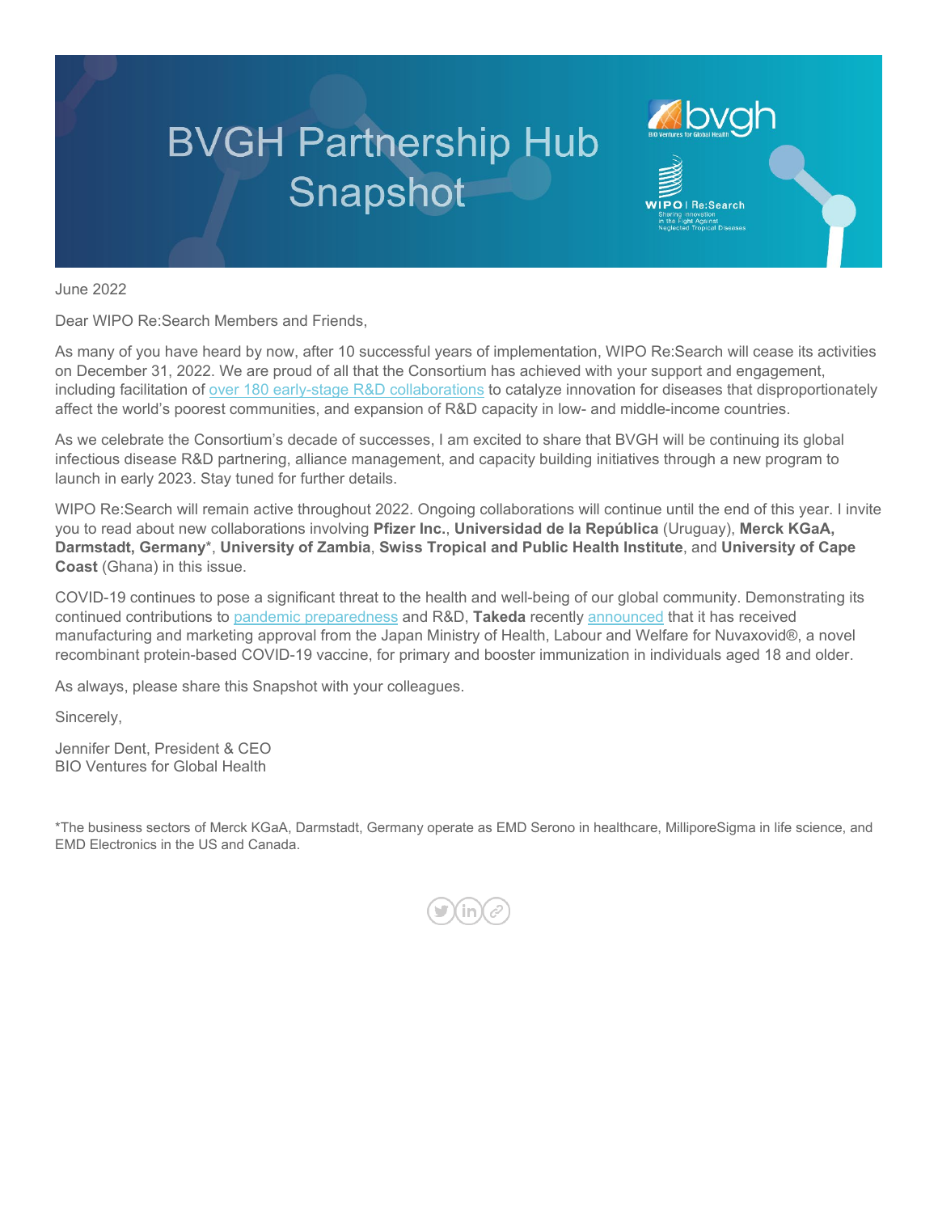# BVGH Partnership Hub Snapshot

June 2022

Dear WIPO Re:Search Members and Friends,

As many of you have heard by now, after 10 successful years of implementation, WIPO Re:Search will cease its activities on December 31, 2022. We are proud of all that the Consortium has achieved with your support and engagement, including facilitation of over 180 early-stage R&D collaborations to catalyze innovation for diseases that disproportionately affect the world's poorest communities, and expansion of R&D capacity in low- and middle-income countries.

As we celebrate the Consortium's decade of successes, I am excited to share that BVGH will be continuing its global infectious disease R&D partnering, alliance management, and capacity building initiatives through a new program to launch in early 2023. Stay tuned for further details.

WIPO Re:Search will remain active throughout 2022. Ongoing collaborations will continue until the end of this year. I invite you to read about new collaborations involving **Pfizer Inc.**, **Universidad de la República** (Uruguay), **Merck KGaA, Darmstadt, Germany***, **University of Zambia**, **Swiss Tropical and Public Health Institute**, and **University of Cape Coast** (Ghana) in this issue.

COVID-19 continues to pose a significant threat to the health and well-being of our global community. Demonstrating its continued contributions to pandemic preparedness and R&D, **Takeda** recently announced that it has received manufacturing and marketing approval from the Japan Ministry of Health, Labour and Welfare for Nuvaxovid®, a novel recombinant protein-based COVID-19 vaccine, for primary and booster immunization in individuals aged 18 and older.

As always, please share this Snapshot with your colleagues.

Sincerely,

Jennifer Dent, President & CEO
BIO Ventures for Global Health

*The business sectors of Merck KGaA, Darmstadt, Germany operate as EMD Serono in healthcare, MilliporeSigma in life science, and EMD Electronics in the US and Canada.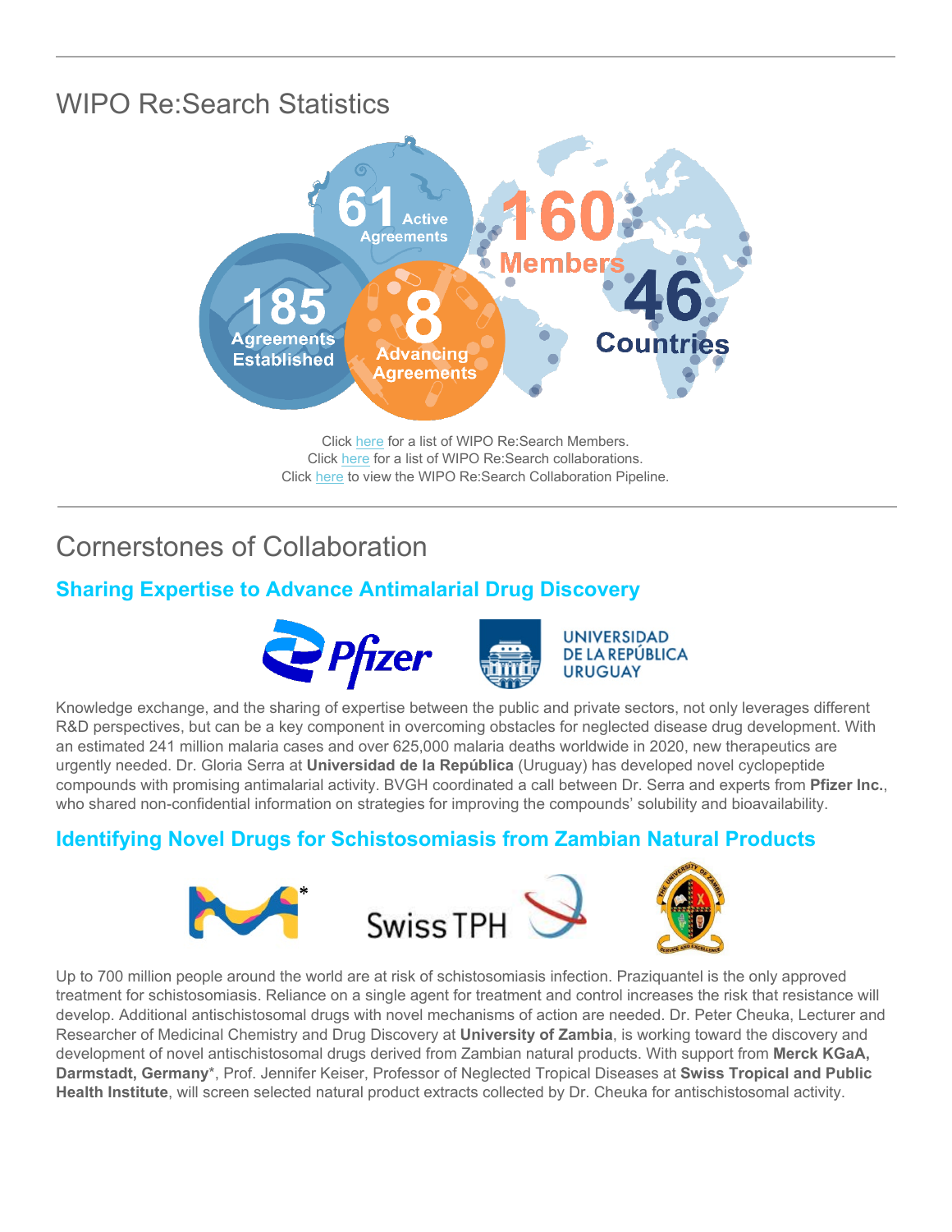## WIPO Re:Search Statistics

61 Active Agreements

160 Members

185 Agreements Established

8 Advancing Agreements

46 Countries

Click here for a list of WIPO Re:Search Members.
Click here for a list of WIPO Re:Search collaborations.
Click here to view the WIPO Re:Search Collaboration Pipeline.

---

## Cornerstones of Collaboration

### Sharing Expertise to Advance Antimalarial Drug Discovery

Pfizer | UNIVERSIDAD DE LA REPÚBLICA URUGUAY

Knowledge exchange, and the sharing of expertise between the public and private sectors, not only leverages different R&D perspectives, but can be a key component in overcoming obstacles for neglected disease drug development. With an estimated 241 million malaria cases and over 625,000 malaria deaths worldwide in 2020, new therapeutics are urgently needed. Dr. Gloria Serra at **Universidad de la República** (Uruguay) has developed novel cyclopeptide compounds with promising antimalarial activity. BVGH coordinated a call between Dr. Serra and experts from **Pfizer Inc.**, who shared non-confidential information on strategies for improving the compounds' solubility and bioavailability.

### Identifying Novel Drugs for Schistosomiasis from Zambian Natural Products

M* | Swiss TPH | The University of Zambia

Up to 700 million people around the world are at risk of schistosomiasis infection. Praziquantel is the only approved treatment for schistosomiasis. Reliance on a single agent for treatment and control increases the risk that resistance will develop. Additional antischistosomal drugs with novel mechanisms of action are needed. Dr. Peter Cheuka, Lecturer and Researcher of Medicinal Chemistry and Drug Discovery at **University of Zambia**, is working toward the discovery and development of novel antischistosomal drugs derived from Zambian natural products. With support from **Merck KGaA, Darmstadt, Germany***, Prof. Jennifer Keiser, Professor of Neglected Tropical Diseases at **Swiss Tropical and Public Health Institute**, will screen selected natural product extracts collected by Dr. Cheuka for antischistosomal activity.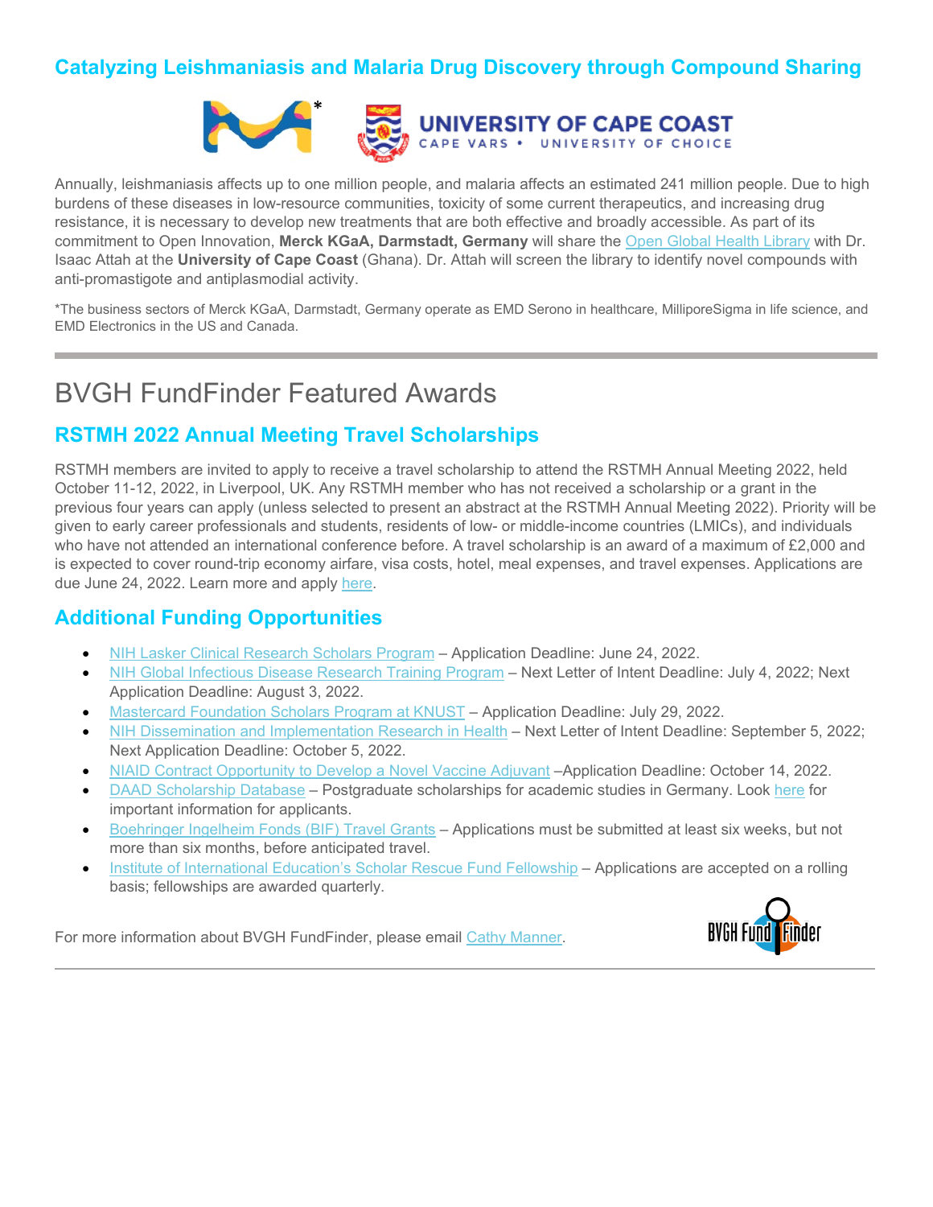## Catalyzing Leishmaniasis and Malaria Drug Discovery through Compound Sharing

Annually, leishmaniasis affects up to one million people, and malaria affects an estimated 241 million people. Due to high burdens of these diseases in low-resource communities, toxicity of some current therapeutics, and increasing drug resistance, it is necessary to develop new treatments that are both effective and broadly accessible. As part of its commitment to Open Innovation, **Merck KGaA, Darmstadt, Germany** will share the Open Global Health Library with Dr. Isaac Attah at the **University of Cape Coast** (Ghana). Dr. Attah will screen the library to identify novel compounds with anti-promastigote and antiplasmodial activity.

*The business sectors of Merck KGaA, Darmstadt, Germany operate as EMD Serono in healthcare, MilliporeSigma in life science, and EMD Electronics in the US and Canada.

---

# BVGH FundFinder Featured Awards

## RSTMH 2022 Annual Meeting Travel Scholarships

RSTMH members are invited to apply to receive a travel scholarship to attend the RSTMH Annual Meeting 2022, held October 11-12, 2022, in Liverpool, UK. Any RSTMH member who has not received a scholarship or a grant in the previous four years can apply (unless selected to present an abstract at the RSTMH Annual Meeting 2022). Priority will be given to early career professionals and students, residents of low- or middle-income countries (LMICs), and individuals who have not attended an international conference before. A travel scholarship is an award of a maximum of £2,000 and is expected to cover round-trip economy airfare, visa costs, hotel, meal expenses, and travel expenses. Applications are due June 24, 2022. Learn more and apply here.

## Additional Funding Opportunities

- NIH Lasker Clinical Research Scholars Program – Application Deadline: June 24, 2022.
- NIH Global Infectious Disease Research Training Program – Next Letter of Intent Deadline: July 4, 2022; Next Application Deadline: August 3, 2022.
- Mastercard Foundation Scholars Program at KNUST – Application Deadline: July 29, 2022.
- NIH Dissemination and Implementation Research in Health – Next Letter of Intent Deadline: September 5, 2022; Next Application Deadline: October 5, 2022.
- NIAID Contract Opportunity to Develop a Novel Vaccine Adjuvant –Application Deadline: October 14, 2022.
- DAAD Scholarship Database – Postgraduate scholarships for academic studies in Germany. Look here for important information for applicants.
- Boehringer Ingelheim Fonds (BIF) Travel Grants – Applications must be submitted at least six weeks, but not more than six months, before anticipated travel.
- Institute of International Education's Scholar Rescue Fund Fellowship – Applications are accepted on a rolling basis; fellowships are awarded quarterly.

For more information about BVGH FundFinder, please email Cathy Manner.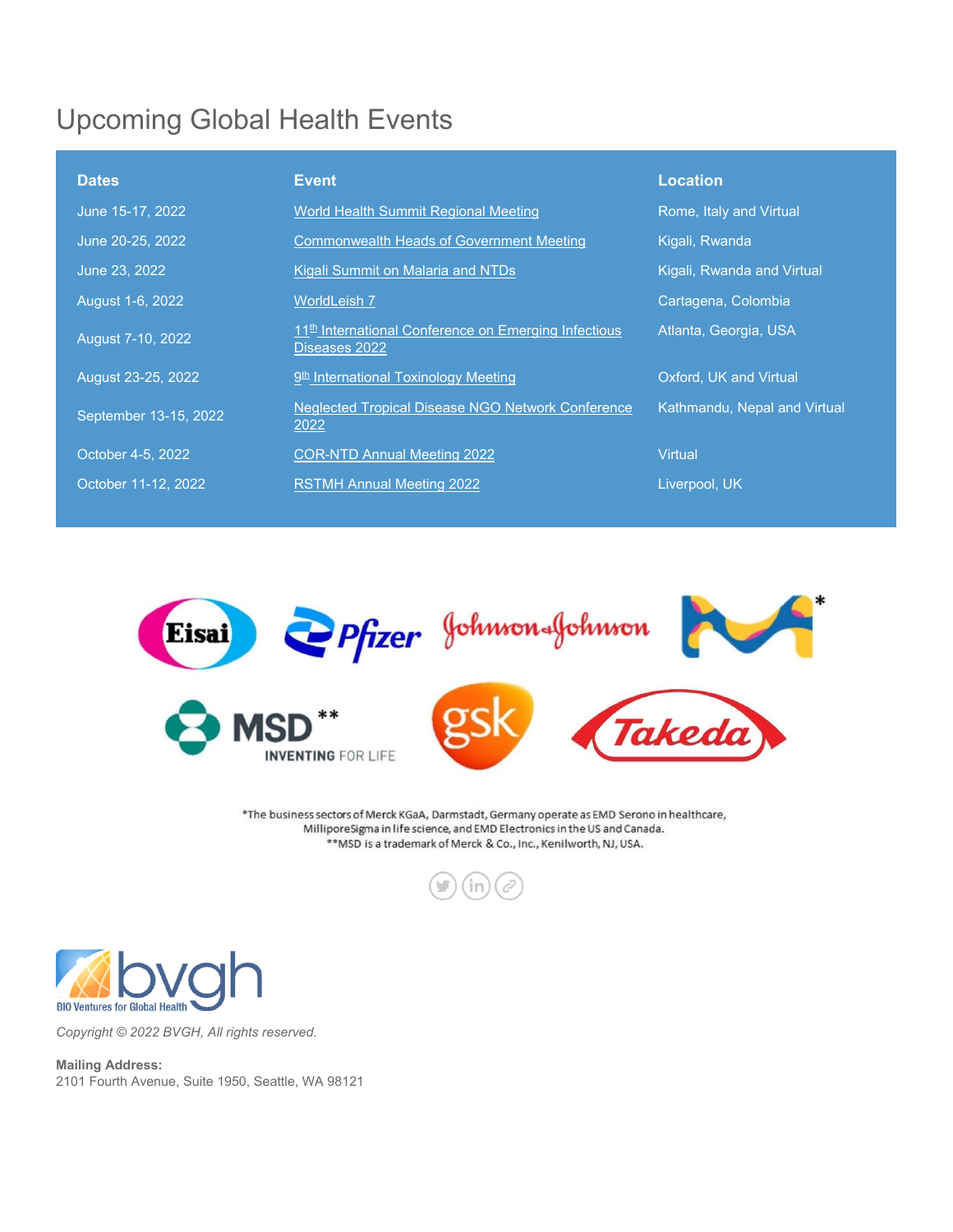## Upcoming Global Health Events

| Dates | Event | Location |
|---|---|---|
| June 15-17, 2022 | World Health Summit Regional Meeting | Rome, Italy and Virtual |
| June 20-25, 2022 | Commonwealth Heads of Government Meeting | Kigali, Rwanda |
| June 23, 2022 | Kigali Summit on Malaria and NTDs | Kigali, Rwanda and Virtual |
| August 1-6, 2022 | WorldLeish 7 | Cartagena, Colombia |
| August 7-10, 2022 | 11th International Conference on Emerging Infectious Diseases 2022 | Atlanta, Georgia, USA |
| August 23-25, 2022 | 9th International Toxinology Meeting | Oxford, UK and Virtual |
| September 13-15, 2022 | Neglected Tropical Disease NGO Network Conference 2022 | Kathmandu, Nepal and Virtual |
| October 4-5, 2022 | COR-NTD Annual Meeting 2022 | Virtual |
| October 11-12, 2022 | RSTMH Annual Meeting 2022 | Liverpool, UK |

*The business sectors of Merck KGaA, Darmstadt, Germany operate as EMD Serono in healthcare, MilliporeSigma in life science, and EMD Electronics in the US and Canada.
**MSD is a trademark of Merck & Co., Inc., Kenilworth, NJ, USA.

*Copyright © 2022 BVGH, All rights reserved.*

**Mailing Address:**
2101 Fourth Avenue, Suite 1950, Seattle, WA 98121